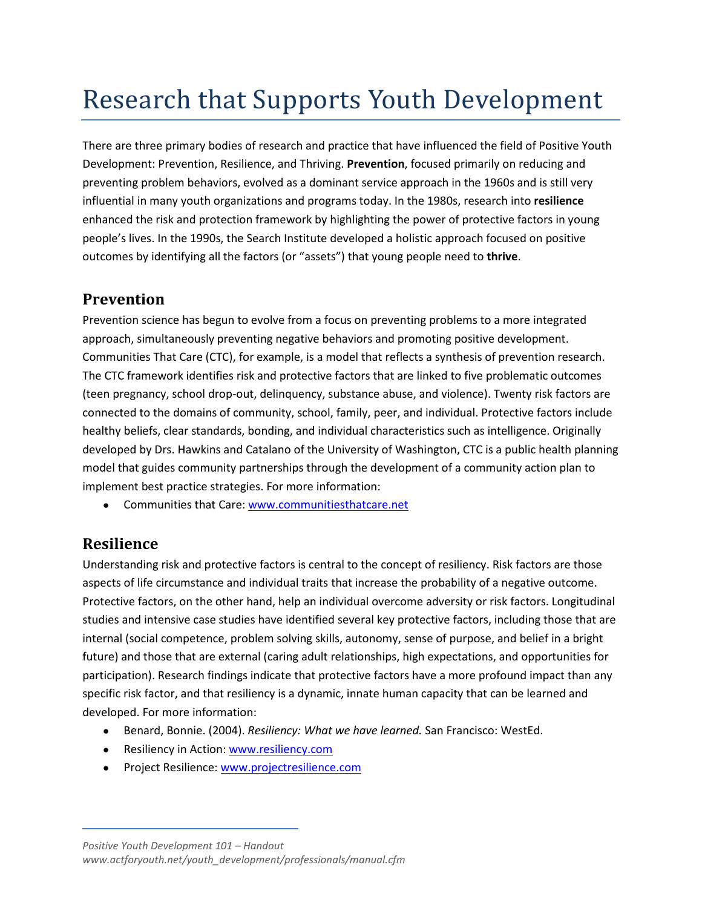# Research that Supports Youth Development

There are three primary bodies of research and practice that have influenced the field of Positive Youth Development: Prevention, Resilience, and Thriving. **Prevention**, focused primarily on reducing and preventing problem behaviors, evolved as a dominant service approach in the 1960s and is still very influential in many youth organizations and programs today. In the 1980s, research into **resilience** enhanced the risk and protection framework by highlighting the power of protective factors in young people's lives. In the 1990s, the Search Institute developed a holistic approach focused on positive outcomes by identifying all the factors (or "assets") that young people need to **thrive**.

## Prevention

Prevention science has begun to evolve from a focus on preventing problems to a more integrated approach, simultaneously preventing negative behaviors and promoting positive development. Communities That Care (CTC), for example, is a model that reflects a synthesis of prevention research. The CTC framework identifies risk and protective factors that are linked to five problematic outcomes (teen pregnancy, school drop-out, delinquency, substance abuse, and violence). Twenty risk factors are connected to the domains of community, school, family, peer, and individual. Protective factors include healthy beliefs, clear standards, bonding, and individual characteristics such as intelligence. Originally developed by Drs. Hawkins and Catalano of the University of Washington, CTC is a public health planning model that guides community partnerships through the development of a community action plan to implement best practice strategies. For more information:

- Communities that Care: www.communitiesthatcare.net

## Resilience

Understanding risk and protective factors is central to the concept of resiliency. Risk factors are those aspects of life circumstance and individual traits that increase the probability of a negative outcome. Protective factors, on the other hand, help an individual overcome adversity or risk factors. Longitudinal studies and intensive case studies have identified several key protective factors, including those that are internal (social competence, problem solving skills, autonomy, sense of purpose, and belief in a bright future) and those that are external (caring adult relationships, high expectations, and opportunities for participation). Research findings indicate that protective factors have a more profound impact than any specific risk factor, and that resiliency is a dynamic, innate human capacity that can be learned and developed. For more information:

- Benard, Bonnie. (2004). *Resiliency: What we have learned.* San Francisco: WestEd.
- Resiliency in Action: www.resiliency.com
- Project Resilience: www.projectresilience.com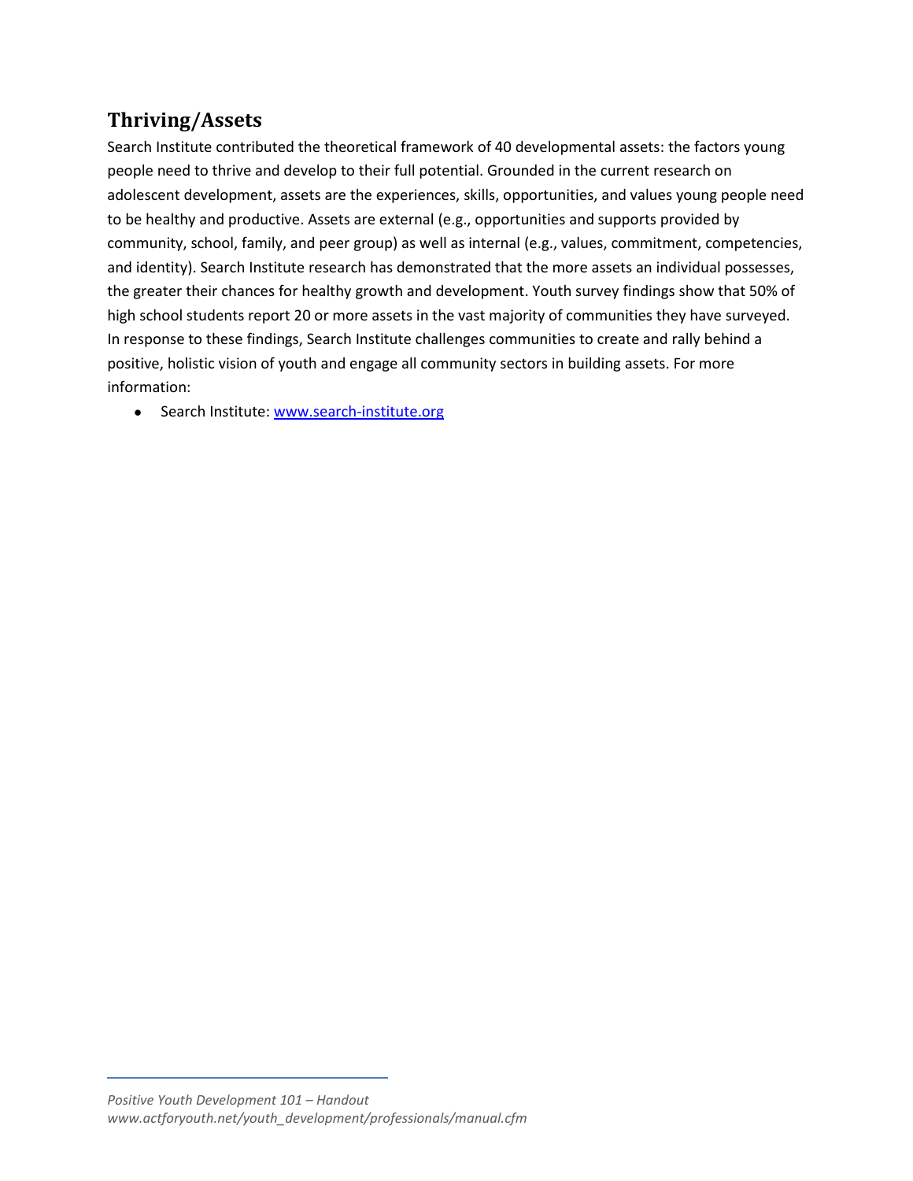## Thriving/Assets

Search Institute contributed the theoretical framework of 40 developmental assets: the factors young people need to thrive and develop to their full potential. Grounded in the current research on adolescent development, assets are the experiences, skills, opportunities, and values young people need to be healthy and productive. Assets are external (e.g., opportunities and supports provided by community, school, family, and peer group) as well as internal (e.g., values, commitment, competencies, and identity). Search Institute research has demonstrated that the more assets an individual possesses, the greater their chances for healthy growth and development. Youth survey findings show that 50% of high school students report 20 or more assets in the vast majority of communities they have surveyed. In response to these findings, Search Institute challenges communities to create and rally behind a positive, holistic vision of youth and engage all community sectors in building assets. For more information:

- Search Institute: [www.search-institute.org](http://www.search-institute.org)